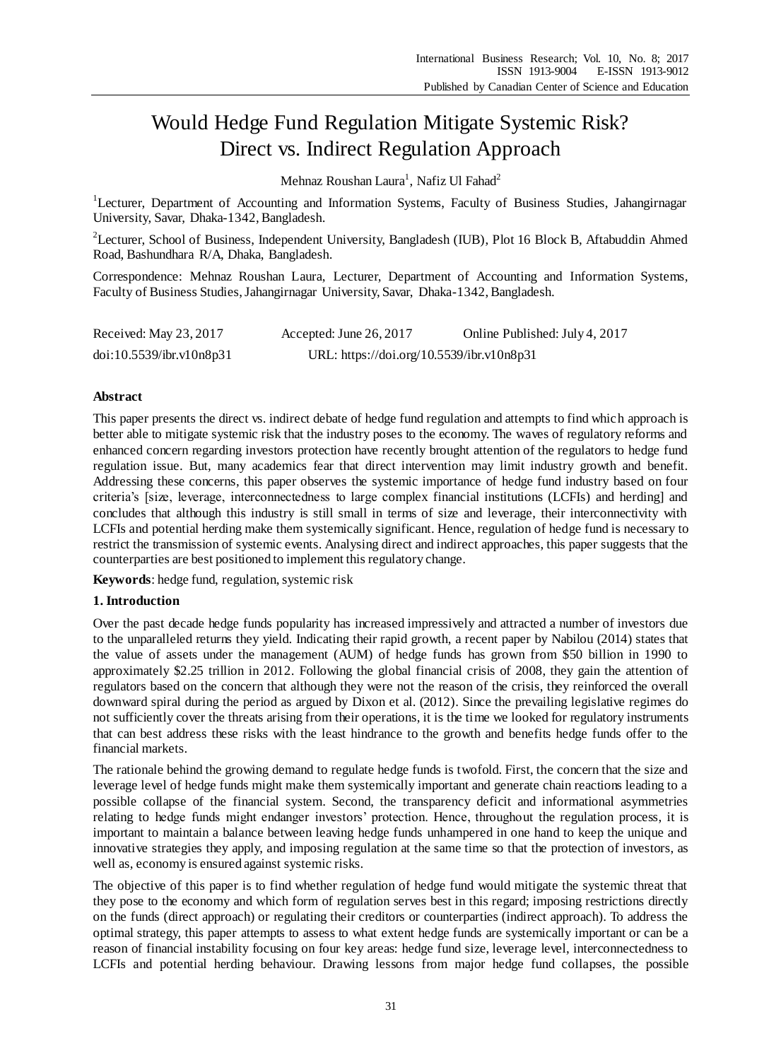# Would Hedge Fund Regulation Mitigate Systemic Risk? Direct vs. Indirect Regulation Approach

Mehnaz Roushan Laura[1], Nafiz Ul Fahad[2]

[1]Lecturer, Department of Accounting and Information Systems, Faculty of Business Studies, Jahangirnagar University, Savar, Dhaka-1342, Bangladesh.

[2]Lecturer, School of Business, Independent University, Bangladesh (IUB), Plot 16 Block B, Aftabuddin Ahmed Road, Bashundhara R/A, Dhaka, Bangladesh.

Correspondence: Mehnaz Roushan Laura, Lecturer, Department of Accounting and Information Systems, Faculty of Business Studies, Jahangirnagar University, Savar, Dhaka-1342, Bangladesh.

Received: May 23, 2017 Accepted: June 26, 2017 Online Published: July 4, 2017

doi:10.5539/ibr.v10n8p31 URL: https://doi.org/10.5539/ibr.v10n8p31

## Abstract

This paper presents the direct vs. indirect debate of hedge fund regulation and attempts to find which approach is better able to mitigate systemic risk that the industry poses to the economy. The waves of regulatory reforms and enhanced concern regarding investors protection have recently brought attention of the regulators to hedge fund regulation issue. But, many academics fear that direct intervention may limit industry growth and benefit. Addressing these concerns, this paper observes the systemic importance of hedge fund industry based on four criteria's [size, leverage, interconnectedness to large complex financial institutions (LCFIs) and herding] and concludes that although this industry is still small in terms of size and leverage, their interconnectivity with LCFIs and potential herding make them systemically significant. Hence, regulation of hedge fund is necessary to restrict the transmission of systemic events. Analysing direct and indirect approaches, this paper suggests that the counterparties are best positioned to implement this regulatory change.

**Keywords**: hedge fund, regulation, systemic risk

## 1. Introduction

Over the past decade hedge funds popularity has increased impressively and attracted a number of investors due to the unparalleled returns they yield. Indicating their rapid growth, a recent paper by Nabilou (2014) states that the value of assets under the management (AUM) of hedge funds has grown from $50 billion in 1990 to approximately $2.25 trillion in 2012. Following the global financial crisis of 2008, they gain the attention of regulators based on the concern that although they were not the reason of the crisis, they reinforced the overall downward spiral during the period as argued by Dixon et al. (2012). Since the prevailing legislative regimes do not sufficiently cover the threats arising from their operations, it is the time we looked for regulatory instruments that can best address these risks with the least hindrance to the growth and benefits hedge funds offer to the financial markets.

The rationale behind the growing demand to regulate hedge funds is twofold. First, the concern that the size and leverage level of hedge funds might make them systemically important and generate chain reactions leading to a possible collapse of the financial system. Second, the transparency deficit and informational asymmetries relating to hedge funds might endanger investors' protection. Hence, throughout the regulation process, it is important to maintain a balance between leaving hedge funds unhampered in one hand to keep the unique and innovative strategies they apply, and imposing regulation at the same time so that the protection of investors, as well as, economy is ensured against systemic risks.

The objective of this paper is to find whether regulation of hedge fund would mitigate the systemic threat that they pose to the economy and which form of regulation serves best in this regard; imposing restrictions directly on the funds (direct approach) or regulating their creditors or counterparties (indirect approach). To address the optimal strategy, this paper attempts to assess to what extent hedge funds are systemically important or can be a reason of financial instability focusing on four key areas: hedge fund size, leverage level, interconnectedness to LCFIs and potential herding behaviour. Drawing lessons from major hedge fund collapses, the possible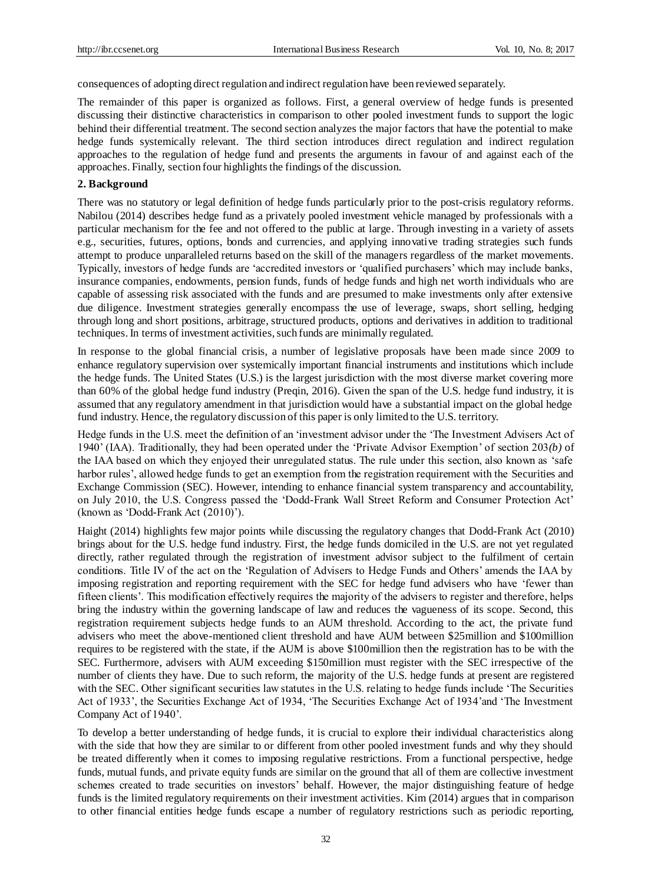consequences of adopting direct regulation and indirect regulation have been reviewed separately.

The remainder of this paper is organized as follows. First, a general overview of hedge funds is presented discussing their distinctive characteristics in comparison to other pooled investment funds to support the logic behind their differential treatment. The second section analyzes the major factors that have the potential to make hedge funds systemically relevant. The third section introduces direct regulation and indirect regulation approaches to the regulation of hedge fund and presents the arguments in favour of and against each of the approaches. Finally, section four highlights the findings of the discussion.

## 2. Background

There was no statutory or legal definition of hedge funds particularly prior to the post-crisis regulatory reforms. Nabilou (2014) describes hedge fund as a privately pooled investment vehicle managed by professionals with a particular mechanism for the fee and not offered to the public at large. Through investing in a variety of assets e.g., securities, futures, options, bonds and currencies, and applying innovative trading strategies such funds attempt to produce unparalleled returns based on the skill of the managers regardless of the market movements. Typically, investors of hedge funds are 'accredited investors or 'qualified purchasers' which may include banks, insurance companies, endowments, pension funds, funds of hedge funds and high net worth individuals who are capable of assessing risk associated with the funds and are presumed to make investments only after extensive due diligence. Investment strategies generally encompass the use of leverage, swaps, short selling, hedging through long and short positions, arbitrage, structured products, options and derivatives in addition to traditional techniques. In terms of investment activities, such funds are minimally regulated.

In response to the global financial crisis, a number of legislative proposals have been made since 2009 to enhance regulatory supervision over systemically important financial instruments and institutions which include the hedge funds. The United States (U.S.) is the largest jurisdiction with the most diverse market covering more than 60% of the global hedge fund industry (Preqin, 2016). Given the span of the U.S. hedge fund industry, it is assumed that any regulatory amendment in that jurisdiction would have a substantial impact on the global hedge fund industry. Hence, the regulatory discussion of this paper is only limited to the U.S. territory.

Hedge funds in the U.S. meet the definition of an 'investment advisor under the 'The Investment Advisers Act of 1940' (IAA). Traditionally, they had been operated under the 'Private Advisor Exemption' of section 203*(b)* of the IAA based on which they enjoyed their unregulated status. The rule under this section, also known as 'safe harbor rules', allowed hedge funds to get an exemption from the registration requirement with the Securities and Exchange Commission (SEC). However, intending to enhance financial system transparency and accountability, on July 2010, the U.S. Congress passed the 'Dodd-Frank Wall Street Reform and Consumer Protection Act' (known as 'Dodd-Frank Act (2010)').

Haight (2014) highlights few major points while discussing the regulatory changes that Dodd-Frank Act (2010) brings about for the U.S. hedge fund industry. First, the hedge funds domiciled in the U.S. are not yet regulated directly, rather regulated through the registration of investment advisor subject to the fulfilment of certain conditions. Title IV of the act on the 'Regulation of Advisers to Hedge Funds and Others' amends the IAA by imposing registration and reporting requirement with the SEC for hedge fund advisers who have 'fewer than fifteen clients'. This modification effectively requires the majority of the advisers to register and therefore, helps bring the industry within the governing landscape of law and reduces the vagueness of its scope. Second, this registration requirement subjects hedge funds to an AUM threshold. According to the act, the private fund advisers who meet the above-mentioned client threshold and have AUM between \$25million and \$100million requires to be registered with the state, if the AUM is above \$100million then the registration has to be with the SEC. Furthermore, advisers with AUM exceeding \$150million must register with the SEC irrespective of the number of clients they have. Due to such reform, the majority of the U.S. hedge funds at present are registered with the SEC. Other significant securities law statutes in the U.S. relating to hedge funds include 'The Securities Act of 1933', the Securities Exchange Act of 1934, 'The Securities Exchange Act of 1934'and 'The Investment Company Act of 1940'.

To develop a better understanding of hedge funds, it is crucial to explore their individual characteristics along with the side that how they are similar to or different from other pooled investment funds and why they should be treated differently when it comes to imposing regulative restrictions. From a functional perspective, hedge funds, mutual funds, and private equity funds are similar on the ground that all of them are collective investment schemes created to trade securities on investors' behalf. However, the major distinguishing feature of hedge funds is the limited regulatory requirements on their investment activities. Kim (2014) argues that in comparison to other financial entities hedge funds escape a number of regulatory restrictions such as periodic reporting,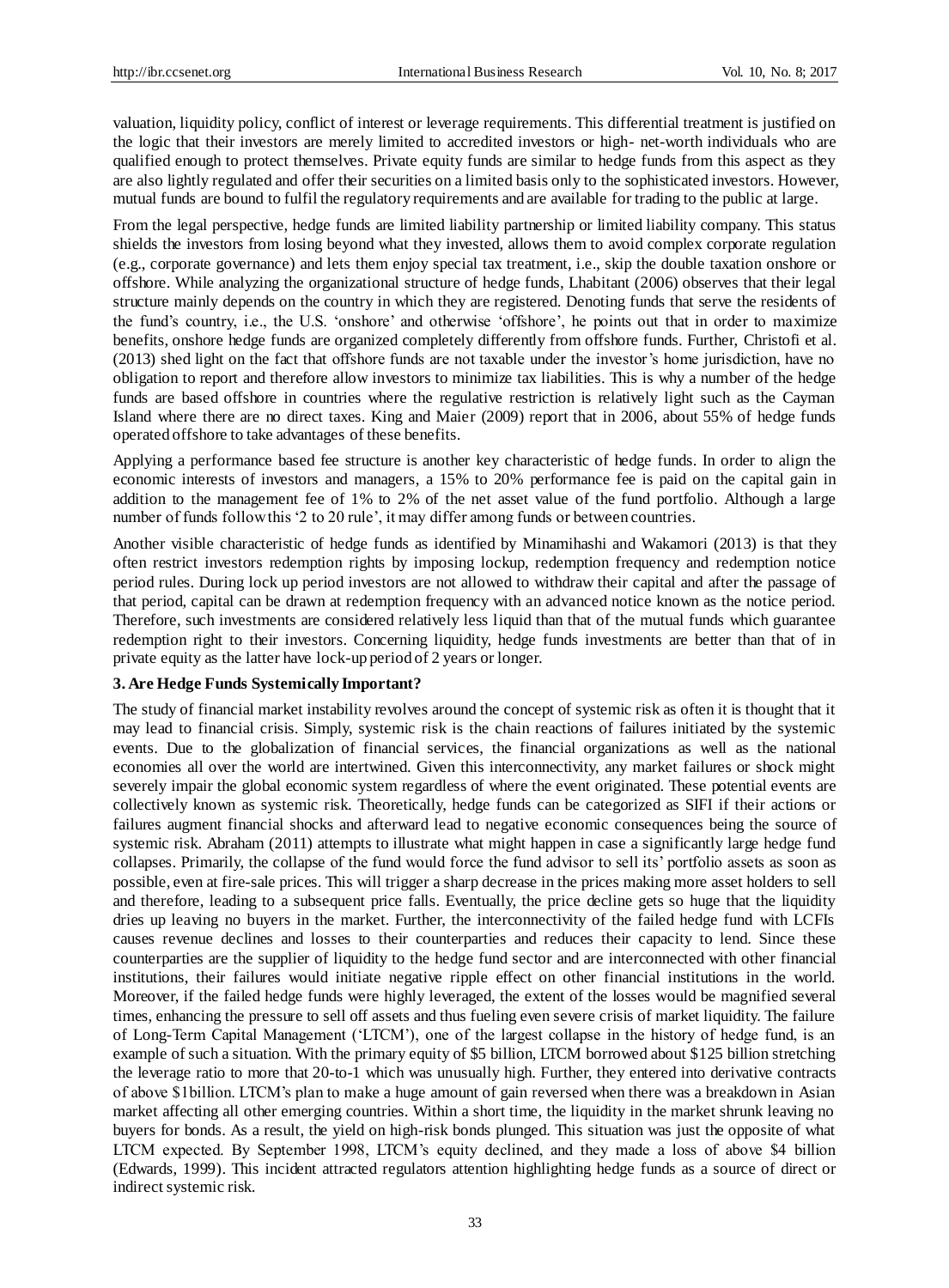valuation, liquidity policy, conflict of interest or leverage requirements. This differential treatment is justified on the logic that their investors are merely limited to accredited investors or high- net-worth individuals who are qualified enough to protect themselves. Private equity funds are similar to hedge funds from this aspect as they are also lightly regulated and offer their securities on a limited basis only to the sophisticated investors. However, mutual funds are bound to fulfil the regulatory requirements and are available for trading to the public at large.

From the legal perspective, hedge funds are limited liability partnership or limited liability company. This status shields the investors from losing beyond what they invested, allows them to avoid complex corporate regulation (e.g., corporate governance) and lets them enjoy special tax treatment, i.e., skip the double taxation onshore or offshore. While analyzing the organizational structure of hedge funds, Lhabitant (2006) observes that their legal structure mainly depends on the country in which they are registered. Denoting funds that serve the residents of the fund's country, i.e., the U.S. 'onshore' and otherwise 'offshore', he points out that in order to maximize benefits, onshore hedge funds are organized completely differently from offshore funds. Further, Christofi et al. (2013) shed light on the fact that offshore funds are not taxable under the investor's home jurisdiction, have no obligation to report and therefore allow investors to minimize tax liabilities. This is why a number of the hedge funds are based offshore in countries where the regulative restriction is relatively light such as the Cayman Island where there are no direct taxes. King and Maier (2009) report that in 2006, about 55% of hedge funds operated offshore to take advantages of these benefits.

Applying a performance based fee structure is another key characteristic of hedge funds. In order to align the economic interests of investors and managers, a 15% to 20% performance fee is paid on the capital gain in addition to the management fee of 1% to 2% of the net asset value of the fund portfolio. Although a large number of funds follow this '2 to 20 rule', it may differ among funds or between countries.

Another visible characteristic of hedge funds as identified by Minamihashi and Wakamori (2013) is that they often restrict investors redemption rights by imposing lockup, redemption frequency and redemption notice period rules. During lock up period investors are not allowed to withdraw their capital and after the passage of that period, capital can be drawn at redemption frequency with an advanced notice known as the notice period. Therefore, such investments are considered relatively less liquid than that of the mutual funds which guarantee redemption right to their investors. Concerning liquidity, hedge funds investments are better than that of in private equity as the latter have lock-up period of 2 years or longer.

### 3. Are Hedge Funds Systemically Important?

The study of financial market instability revolves around the concept of systemic risk as often it is thought that it may lead to financial crisis. Simply, systemic risk is the chain reactions of failures initiated by the systemic events. Due to the globalization of financial services, the financial organizations as well as the national economies all over the world are intertwined. Given this interconnectivity, any market failures or shock might severely impair the global economic system regardless of where the event originated. These potential events are collectively known as systemic risk. Theoretically, hedge funds can be categorized as SIFI if their actions or failures augment financial shocks and afterward lead to negative economic consequences being the source of systemic risk. Abraham (2011) attempts to illustrate what might happen in case a significantly large hedge fund collapses. Primarily, the collapse of the fund would force the fund advisor to sell its' portfolio assets as soon as possible, even at fire-sale prices. This will trigger a sharp decrease in the prices making more asset holders to sell and therefore, leading to a subsequent price falls. Eventually, the price decline gets so huge that the liquidity dries up leaving no buyers in the market. Further, the interconnectivity of the failed hedge fund with LCFIs causes revenue declines and losses to their counterparties and reduces their capacity to lend. Since these counterparties are the supplier of liquidity to the hedge fund sector and are interconnected with other financial institutions, their failures would initiate negative ripple effect on other financial institutions in the world. Moreover, if the failed hedge funds were highly leveraged, the extent of the losses would be magnified several times, enhancing the pressure to sell off assets and thus fueling even severe crisis of market liquidity. The failure of Long-Term Capital Management ('LTCM'), one of the largest collapse in the history of hedge fund, is an example of such a situation. With the primary equity of \$5 billion, LTCM borrowed about \$125 billion stretching the leverage ratio to more that 20-to-1 which was unusually high. Further, they entered into derivative contracts of above \$1billion. LTCM's plan to make a huge amount of gain reversed when there was a breakdown in Asian market affecting all other emerging countries. Within a short time, the liquidity in the market shrunk leaving no buyers for bonds. As a result, the yield on high-risk bonds plunged. This situation was just the opposite of what LTCM expected. By September 1998, LTCM's equity declined, and they made a loss of above \$4 billion (Edwards, 1999). This incident attracted regulators attention highlighting hedge funds as a source of direct or indirect systemic risk.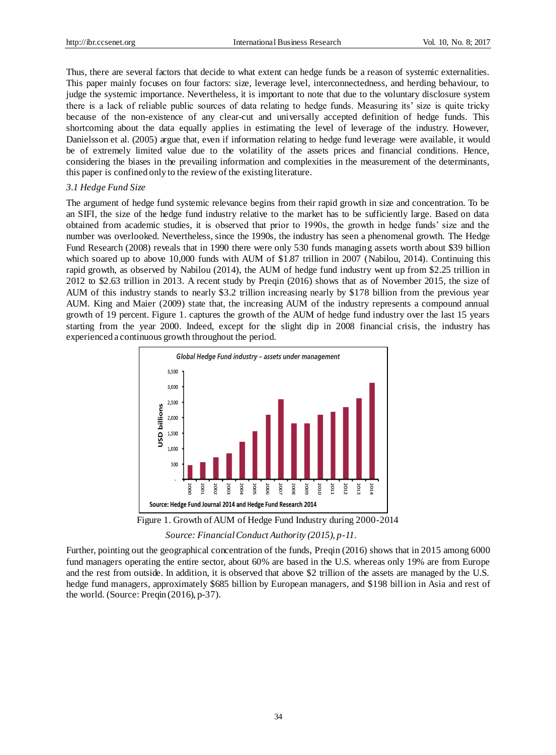Thus, there are several factors that decide to what extent can hedge funds be a reason of systemic externalities. This paper mainly focuses on four factors: size, leverage level, interconnectedness, and herding behaviour, to judge the systemic importance. Nevertheless, it is important to note that due to the voluntary disclosure system there is a lack of reliable public sources of data relating to hedge funds. Measuring its' size is quite tricky because of the non-existence of any clear-cut and universally accepted definition of hedge funds. This shortcoming about the data equally applies in estimating the level of leverage of the industry. However, Danielsson et al. (2005) argue that, even if information relating to hedge fund leverage were available, it would be of extremely limited value due to the volatility of the assets prices and financial conditions. Hence, considering the biases in the prevailing information and complexities in the measurement of the determinants, this paper is confined only to the review of the existing literature.

### 3.1 Hedge Fund Size

The argument of hedge fund systemic relevance begins from their rapid growth in size and concentration. To be an SIFI, the size of the hedge fund industry relative to the market has to be sufficiently large. Based on data obtained from academic studies, it is observed that prior to 1990s, the growth in hedge funds' size and the number was overlooked. Nevertheless, since the 1990s, the industry has seen a phenomenal growth. The Hedge Fund Research (2008) reveals that in 1990 there were only 530 funds managing assets worth about $39 billion which soared up to above 10,000 funds with AUM of $1.87 trillion in 2007 (Nabilou, 2014). Continuing this rapid growth, as observed by Nabilou (2014), the AUM of hedge fund industry went up from $2.25 trillion in 2012 to $2.63 trillion in 2013. A recent study by Preqin (2016) shows that as of November 2015, the size of AUM of this industry stands to nearly $3.2 trillion increasing nearly by $178 billion from the previous year AUM. King and Maier (2009) state that, the increasing AUM of the industry represents a compound annual growth of 19 percent. Figure 1. captures the growth of the AUM of hedge fund industry over the last 15 years starting from the year 2000. Indeed, except for the slight dip in 2008 financial crisis, the industry has experienced a continuous growth throughout the period.

*Global Hedge Fund industry – assets under management*

Source: Hedge Fund Journal 2014 and Hedge Fund Research 2014

Figure 1. Growth of AUM of Hedge Fund Industry during 2000-2014

*Source: Financial Conduct Authority (2015), p-11.*

Further, pointing out the geographical concentration of the funds, Preqin (2016) shows that in 2015 among 6000 fund managers operating the entire sector, about 60% are based in the U.S. whereas only 19% are from Europe and the rest from outside. In addition, it is observed that above $2 trillion of the assets are managed by the U.S. hedge fund managers, approximately $685 billion by European managers, and $198 billion in Asia and rest of the world. (Source: Preqin (2016), p-37).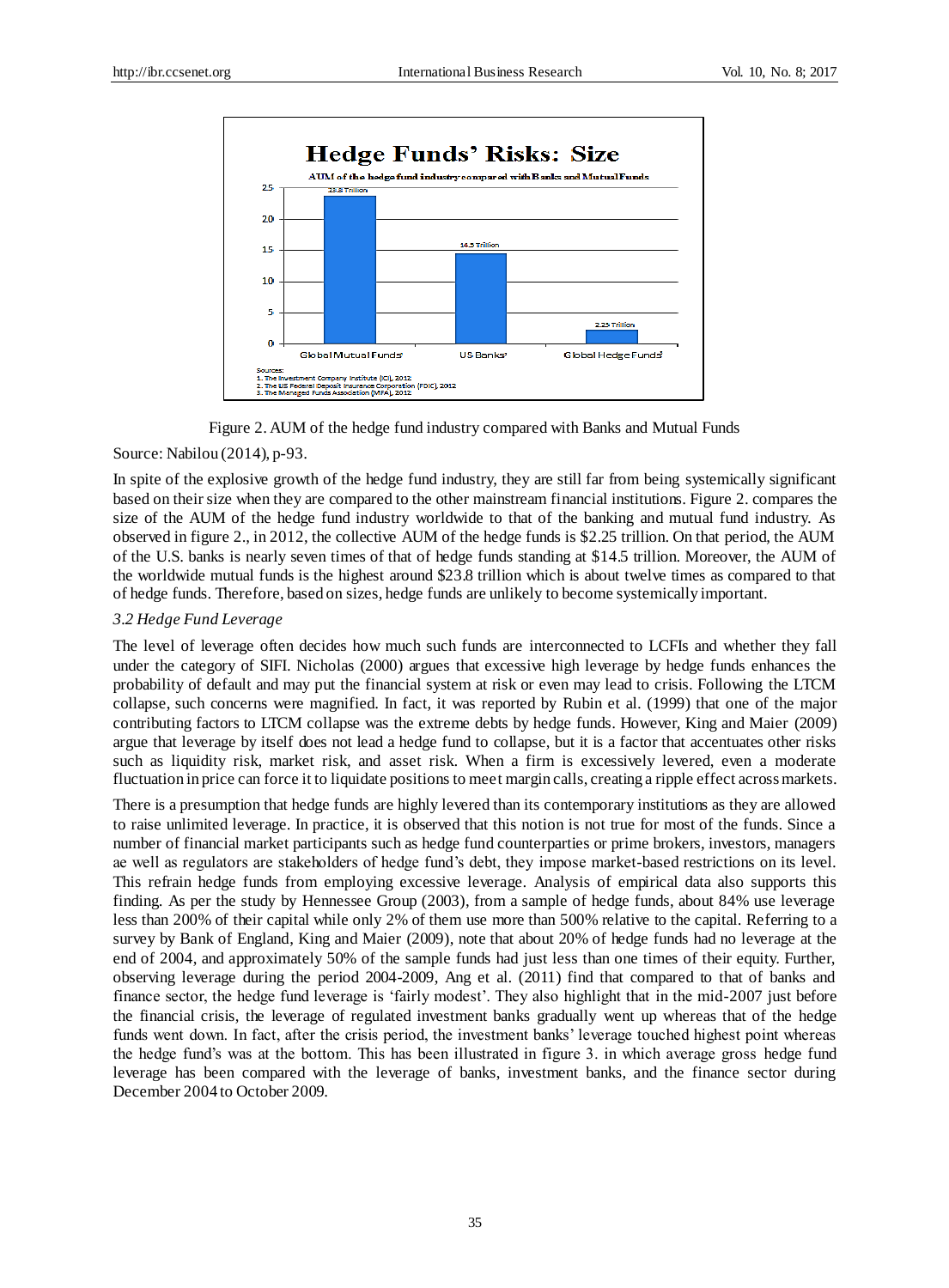Figure 2. AUM of the hedge fund industry compared with Banks and Mutual Funds

Source: Nabilou (2014), p-93.

In spite of the explosive growth of the hedge fund industry, they are still far from being systemically significant based on their size when they are compared to the other mainstream financial institutions. Figure 2. compares the size of the AUM of the hedge fund industry worldwide to that of the banking and mutual fund industry. As observed in figure 2., in 2012, the collective AUM of the hedge funds is $2.25 trillion. On that period, the AUM of the U.S. banks is nearly seven times of that of hedge funds standing at $14.5 trillion. Moreover, the AUM of the worldwide mutual funds is the highest around $23.8 trillion which is about twelve times as compared to that of hedge funds. Therefore, based on sizes, hedge funds are unlikely to become systemically important.

### *3.2 Hedge Fund Leverage*

The level of leverage often decides how much such funds are interconnected to LCFIs and whether they fall under the category of SIFI. Nicholas (2000) argues that excessive high leverage by hedge funds enhances the probability of default and may put the financial system at risk or even may lead to crisis. Following the LTCM collapse, such concerns were magnified. In fact, it was reported by Rubin et al. (1999) that one of the major contributing factors to LTCM collapse was the extreme debts by hedge funds. However, King and Maier (2009) argue that leverage by itself does not lead a hedge fund to collapse, but it is a factor that accentuates other risks such as liquidity risk, market risk, and asset risk. When a firm is excessively levered, even a moderate fluctuation in price can force it to liquidate positions to meet margin calls, creating a ripple effect across markets.

There is a presumption that hedge funds are highly levered than its contemporary institutions as they are allowed to raise unlimited leverage. In practice, it is observed that this notion is not true for most of the funds. Since a number of financial market participants such as hedge fund counterparties or prime brokers, investors, managers ae well as regulators are stakeholders of hedge fund's debt, they impose market-based restrictions on its level. This refrain hedge funds from employing excessive leverage. Analysis of empirical data also supports this finding. As per the study by Hennessee Group (2003), from a sample of hedge funds, about 84% use leverage less than 200% of their capital while only 2% of them use more than 500% relative to the capital. Referring to a survey by Bank of England, King and Maier (2009), note that about 20% of hedge funds had no leverage at the end of 2004, and approximately 50% of the sample funds had just less than one times of their equity. Further, observing leverage during the period 2004-2009, Ang et al. (2011) find that compared to that of banks and finance sector, the hedge fund leverage is 'fairly modest'. They also highlight that in the mid-2007 just before the financial crisis, the leverage of regulated investment banks gradually went up whereas that of the hedge funds went down. In fact, after the crisis period, the investment banks' leverage touched highest point whereas the hedge fund's was at the bottom. This has been illustrated in figure 3. in which average gross hedge fund leverage has been compared with the leverage of banks, investment banks, and the finance sector during December 2004 to October 2009.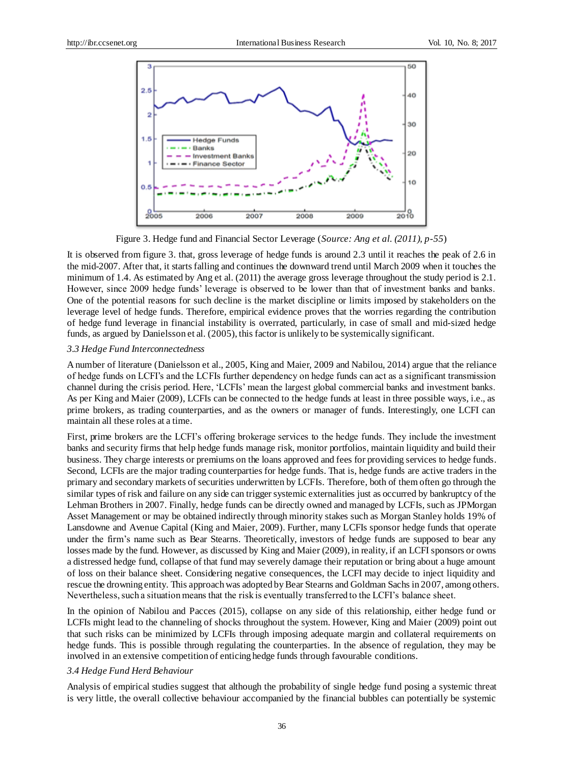Figure 3. Hedge fund and Financial Sector Leverage (*Source: Ang et al. (2011), p-55*)

It is observed from figure 3. that, gross leverage of hedge funds is around 2.3 until it reaches the peak of 2.6 in the mid-2007. After that, it starts falling and continues the downward trend until March 2009 when it touches the minimum of 1.4. As estimated by Ang et al. (2011) the average gross leverage throughout the study period is 2.1. However, since 2009 hedge funds' leverage is observed to be lower than that of investment banks and banks. One of the potential reasons for such decline is the market discipline or limits imposed by stakeholders on the leverage level of hedge funds. Therefore, empirical evidence proves that the worries regarding the contribution of hedge fund leverage in financial instability is overrated, particularly, in case of small and mid-sized hedge funds, as argued by Danielsson et al. (2005), this factor is unlikely to be systemically significant.

### *3.3 Hedge Fund Interconnectedness*

A number of literature (Danielsson et al., 2005, King and Maier, 2009 and Nabilou, 2014) argue that the reliance of hedge funds on LCFI's and the LCFIs further dependency on hedge funds can act as a significant transmission channel during the crisis period. Here, 'LCFIs' mean the largest global commercial banks and investment banks. As per King and Maier (2009), LCFIs can be connected to the hedge funds at least in three possible ways, i.e., as prime brokers, as trading counterparties, and as the owners or manager of funds. Interestingly, one LCFI can maintain all these roles at a time.

First, prime brokers are the LCFI's offering brokerage services to the hedge funds. They include the investment banks and security firms that help hedge funds manage risk, monitor portfolios, maintain liquidity and build their business. They charge interests or premiums on the loans approved and fees for providing services to hedge funds. Second, LCFIs are the major trading counterparties for hedge funds. That is, hedge funds are active traders in the primary and secondary markets of securities underwritten by LCFIs. Therefore, both of them often go through the similar types of risk and failure on any side can trigger systemic externalities just as occurred by bankruptcy of the Lehman Brothers in 2007. Finally, hedge funds can be directly owned and managed by LCFIs, such as JPMorgan Asset Management or may be obtained indirectly through minority stakes such as Morgan Stanley holds 19% of Lansdowne and Avenue Capital (King and Maier, 2009). Further, many LCFIs sponsor hedge funds that operate under the firm's name such as Bear Stearns. Theoretically, investors of hedge funds are supposed to bear any losses made by the fund. However, as discussed by King and Maier (2009), in reality, if an LCFI sponsors or owns a distressed hedge fund, collapse of that fund may severely damage their reputation or bring about a huge amount of loss on their balance sheet. Considering negative consequences, the LCFI may decide to inject liquidity and rescue the drowning entity. This approach was adopted by Bear Stearns and Goldman Sachs in 2007, among others. Nevertheless, such a situation means that the risk is eventually transferred to the LCFI's balance sheet.

In the opinion of Nabilou and Pacces (2015), collapse on any side of this relationship, either hedge fund or LCFIs might lead to the channeling of shocks throughout the system. However, King and Maier (2009) point out that such risks can be minimized by LCFIs through imposing adequate margin and collateral requirements on hedge funds. This is possible through regulating the counterparties. In the absence of regulation, they may be involved in an extensive competition of enticing hedge funds through favourable conditions.

### *3.4 Hedge Fund Herd Behaviour*

Analysis of empirical studies suggest that although the probability of single hedge fund posing a systemic threat is very little, the overall collective behaviour accompanied by the financial bubbles can potentially be systemic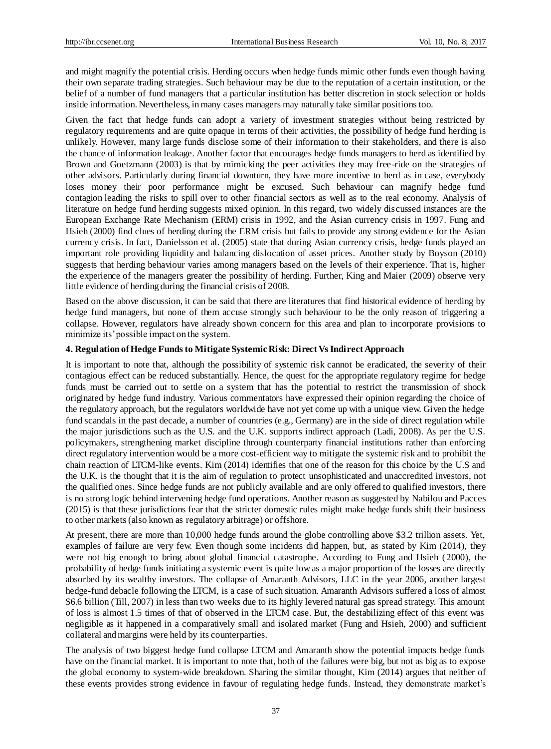and might magnify the potential crisis. Herding occurs when hedge funds mimic other funds even though having their own separate trading strategies. Such behaviour may be due to the reputation of a certain institution, or the belief of a number of fund managers that a particular institution has better discretion in stock selection or holds inside information. Nevertheless, in many cases managers may naturally take similar positions too.

Given the fact that hedge funds can adopt a variety of investment strategies without being restricted by regulatory requirements and are quite opaque in terms of their activities, the possibility of hedge fund herding is unlikely. However, many large funds disclose some of their information to their stakeholders, and there is also the chance of information leakage. Another factor that encourages hedge funds managers to herd as identified by Brown and Goetzmann (2003) is that by mimicking the peer activities they may free-ride on the strategies of other advisors. Particularly during financial downturn, they have more incentive to herd as in case, everybody loses money their poor performance might be excused. Such behaviour can magnify hedge fund contagion leading the risks to spill over to other financial sectors as well as to the real economy. Analysis of literature on hedge fund herding suggests mixed opinion. In this regard, two widely discussed instances are the European Exchange Rate Mechanism (ERM) crisis in 1992, and the Asian currency crisis in 1997. Fung and Hsieh (2000) find clues of herding during the ERM crisis but fails to provide any strong evidence for the Asian currency crisis. In fact, Danielsson et al. (2005) state that during Asian currency crisis, hedge funds played an important role providing liquidity and balancing dislocation of asset prices. Another study by Boyson (2010) suggests that herding behaviour varies among managers based on the levels of their experience. That is, higher the experience of the managers greater the possibility of herding. Further, King and Maier (2009) observe very little evidence of herding during the financial crisis of 2008.

Based on the above discussion, it can be said that there are literatures that find historical evidence of herding by hedge fund managers, but none of them accuse strongly such behaviour to be the only reason of triggering a collapse. However, regulators have already shown concern for this area and plan to incorporate provisions to minimize its' possible impact on the system.

## 4. Regulation of Hedge Funds to Mitigate Systemic Risk: Direct Vs Indirect Approach

It is important to note that, although the possibility of systemic risk cannot be eradicated, the severity of their contagious effect can be reduced substantially. Hence, the quest for the appropriate regulatory regime for hedge funds must be carried out to settle on a system that has the potential to restrict the transmission of shock originated by hedge fund industry. Various commentators have expressed their opinion regarding the choice of the regulatory approach, but the regulators worldwide have not yet come up with a unique view. Given the hedge fund scandals in the past decade, a number of countries (e.g., Germany) are in the side of direct regulation while the major jurisdictions such as the U.S. and the U.K. supports indirect approach (Ladi, 2008). As per the U.S. policymakers, strengthening market discipline through counterparty financial institutions rather than enforcing direct regulatory intervention would be a more cost-efficient way to mitigate the systemic risk and to prohibit the chain reaction of LTCM-like events. Kim (2014) identifies that one of the reason for this choice by the U.S and the U.K. is the thought that it is the aim of regulation to protect unsophisticated and unaccredited investors, not the qualified ones. Since hedge funds are not publicly available and are only offered to qualified investors, there is no strong logic behind intervening hedge fund operations. Another reason as suggested by Nabilou and Pacces (2015) is that these jurisdictions fear that the stricter domestic rules might make hedge funds shift their business to other markets (also known as regulatory arbitrage) or offshore.

At present, there are more than 10,000 hedge funds around the globe controlling above $3.2 trillion assets. Yet, examples of failure are very few. Even though some incidents did happen, but, as stated by Kim (2014), they were not big enough to bring about global financial catastrophe. According to Fung and Hsieh (2000), the probability of hedge funds initiating a systemic event is quite low as a major proportion of the losses are directly absorbed by its wealthy investors. The collapse of Amaranth Advisors, LLC in the year 2006, another largest hedge-fund debacle following the LTCM, is a case of such situation. Amaranth Advisors suffered a loss of almost $6.6 billion (Till, 2007) in less than two weeks due to its highly levered natural gas spread strategy. This amount of loss is almost 1.5 times of that of observed in the LTCM case. But, the destabilizing effect of this event was negligible as it happened in a comparatively small and isolated market (Fung and Hsieh, 2000) and sufficient collateral and margins were held by its counterparties.

The analysis of two biggest hedge fund collapse LTCM and Amaranth show the potential impacts hedge funds have on the financial market. It is important to note that, both of the failures were big, but not as big as to expose the global economy to system-wide breakdown. Sharing the similar thought, Kim (2014) argues that neither of these events provides strong evidence in favour of regulating hedge funds. Instead, they demonstrate market's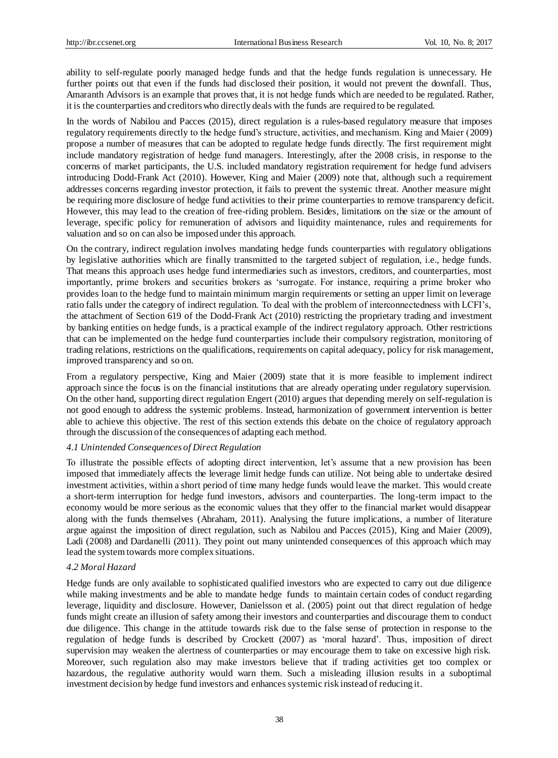ability to self-regulate poorly managed hedge funds and that the hedge funds regulation is unnecessary. He further points out that even if the funds had disclosed their position, it would not prevent the downfall. Thus, Amaranth Advisors is an example that proves that, it is not hedge funds which are needed to be regulated. Rather, it is the counterparties and creditors who directly deals with the funds are required to be regulated.

In the words of Nabilou and Pacces (2015), direct regulation is a rules-based regulatory measure that imposes regulatory requirements directly to the hedge fund's structure, activities, and mechanism. King and Maier (2009) propose a number of measures that can be adopted to regulate hedge funds directly. The first requirement might include mandatory registration of hedge fund managers. Interestingly, after the 2008 crisis, in response to the concerns of market participants, the U.S. included mandatory registration requirement for hedge fund advisers introducing Dodd-Frank Act (2010). However, King and Maier (2009) note that, although such a requirement addresses concerns regarding investor protection, it fails to prevent the systemic threat. Another measure might be requiring more disclosure of hedge fund activities to their prime counterparties to remove transparency deficit. However, this may lead to the creation of free-riding problem. Besides, limitations on the size or the amount of leverage, specific policy for remuneration of advisors and liquidity maintenance, rules and requirements for valuation and so on can also be imposed under this approach.

On the contrary, indirect regulation involves mandating hedge funds counterparties with regulatory obligations by legislative authorities which are finally transmitted to the targeted subject of regulation, i.e., hedge funds. That means this approach uses hedge fund intermediaries such as investors, creditors, and counterparties, most importantly, prime brokers and securities brokers as 'surrogate. For instance, requiring a prime broker who provides loan to the hedge fund to maintain minimum margin requirements or setting an upper limit on leverage ratio falls under the category of indirect regulation. To deal with the problem of interconnectedness with LCFI's, the attachment of Section 619 of the Dodd-Frank Act (2010) restricting the proprietary trading and investment by banking entities on hedge funds, is a practical example of the indirect regulatory approach. Other restrictions that can be implemented on the hedge fund counterparties include their compulsory registration, monitoring of trading relations, restrictions on the qualifications, requirements on capital adequacy, policy for risk management, improved transparency and so on.

From a regulatory perspective, King and Maier (2009) state that it is more feasible to implement indirect approach since the focus is on the financial institutions that are already operating under regulatory supervision. On the other hand, supporting direct regulation Engert (2010) argues that depending merely on self-regulation is not good enough to address the systemic problems. Instead, harmonization of government intervention is better able to achieve this objective. The rest of this section extends this debate on the choice of regulatory approach through the discussion of the consequences of adapting each method.

### *4.1 Unintended Consequences of Direct Regulation*

To illustrate the possible effects of adopting direct intervention, let's assume that a new provision has been imposed that immediately affects the leverage limit hedge funds can utilize. Not being able to undertake desired investment activities, within a short period of time many hedge funds would leave the market. This would create a short-term interruption for hedge fund investors, advisors and counterparties. The long-term impact to the economy would be more serious as the economic values that they offer to the financial market would disappear along with the funds themselves (Abraham, 2011). Analysing the future implications, a number of literature argue against the imposition of direct regulation, such as Nabilou and Pacces (2015), King and Maier (2009), Ladi (2008) and Dardanelli (2011). They point out many unintended consequences of this approach which may lead the system towards more complex situations.

### *4.2 Moral Hazard*

Hedge funds are only available to sophisticated qualified investors who are expected to carry out due diligence while making investments and be able to mandate hedge funds to maintain certain codes of conduct regarding leverage, liquidity and disclosure. However, Danielsson et al. (2005) point out that direct regulation of hedge funds might create an illusion of safety among their investors and counterparties and discourage them to conduct due diligence. This change in the attitude towards risk due to the false sense of protection in response to the regulation of hedge funds is described by Crockett (2007) as 'moral hazard'. Thus, imposition of direct supervision may weaken the alertness of counterparties or may encourage them to take on excessive high risk. Moreover, such regulation also may make investors believe that if trading activities get too complex or hazardous, the regulative authority would warn them. Such a misleading illusion results in a suboptimal investment decision by hedge fund investors and enhances systemic risk instead of reducing it.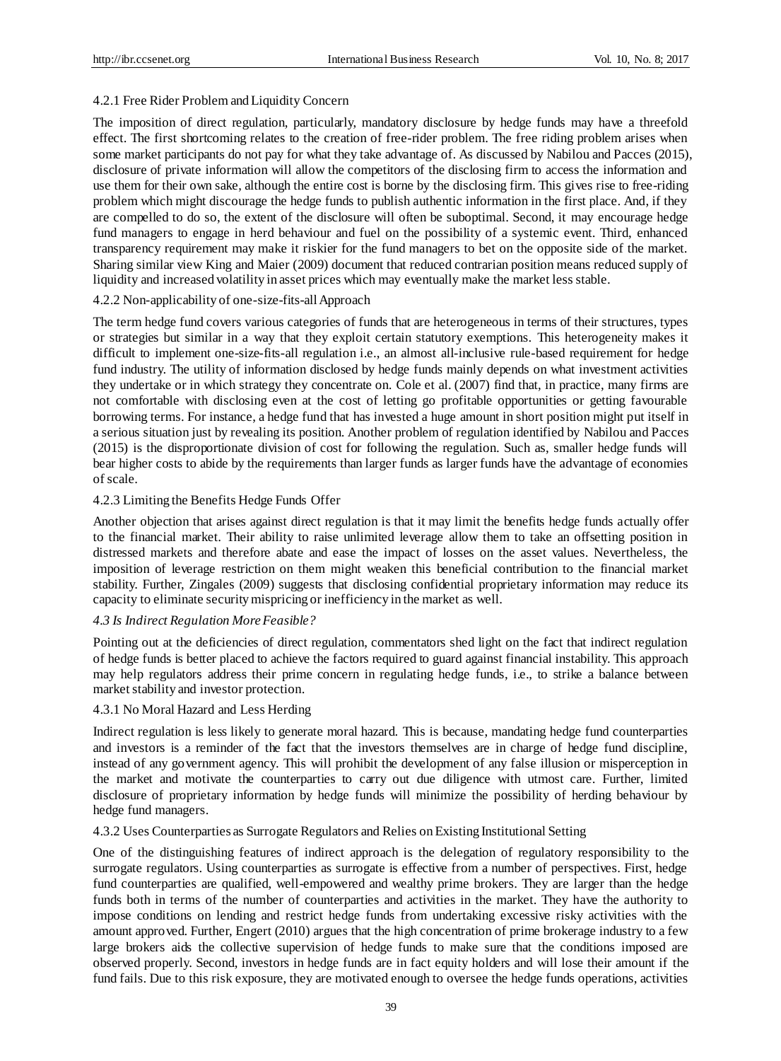#### 4.2.1 Free Rider Problem and Liquidity Concern

The imposition of direct regulation, particularly, mandatory disclosure by hedge funds may have a threefold effect. The first shortcoming relates to the creation of free-rider problem. The free riding problem arises when some market participants do not pay for what they take advantage of. As discussed by Nabilou and Pacces (2015), disclosure of private information will allow the competitors of the disclosing firm to access the information and use them for their own sake, although the entire cost is borne by the disclosing firm. This gives rise to free-riding problem which might discourage the hedge funds to publish authentic information in the first place. And, if they are compelled to do so, the extent of the disclosure will often be suboptimal. Second, it may encourage hedge fund managers to engage in herd behaviour and fuel on the possibility of a systemic event. Third, enhanced transparency requirement may make it riskier for the fund managers to bet on the opposite side of the market. Sharing similar view King and Maier (2009) document that reduced contrarian position means reduced supply of liquidity and increased volatility in asset prices which may eventually make the market less stable.

#### 4.2.2 Non-applicability of one-size-fits-all Approach

The term hedge fund covers various categories of funds that are heterogeneous in terms of their structures, types or strategies but similar in a way that they exploit certain statutory exemptions. This heterogeneity makes it difficult to implement one-size-fits-all regulation i.e., an almost all-inclusive rule-based requirement for hedge fund industry. The utility of information disclosed by hedge funds mainly depends on what investment activities they undertake or in which strategy they concentrate on. Cole et al. (2007) find that, in practice, many firms are not comfortable with disclosing even at the cost of letting go profitable opportunities or getting favourable borrowing terms. For instance, a hedge fund that has invested a huge amount in short position might put itself in a serious situation just by revealing its position. Another problem of regulation identified by Nabilou and Pacces (2015) is the disproportionate division of cost for following the regulation. Such as, smaller hedge funds will bear higher costs to abide by the requirements than larger funds as larger funds have the advantage of economies of scale.

#### 4.2.3 Limiting the Benefits Hedge Funds Offer

Another objection that arises against direct regulation is that it may limit the benefits hedge funds actually offer to the financial market. Their ability to raise unlimited leverage allow them to take an offsetting position in distressed markets and therefore abate and ease the impact of losses on the asset values. Nevertheless, the imposition of leverage restriction on them might weaken this beneficial contribution to the financial market stability. Further, Zingales (2009) suggests that disclosing confidential proprietary information may reduce its capacity to eliminate security mispricing or inefficiency in the market as well.

### *4.3 Is Indirect Regulation More Feasible?*

Pointing out at the deficiencies of direct regulation, commentators shed light on the fact that indirect regulation of hedge funds is better placed to achieve the factors required to guard against financial instability. This approach may help regulators address their prime concern in regulating hedge funds, i.e., to strike a balance between market stability and investor protection.

#### 4.3.1 No Moral Hazard and Less Herding

Indirect regulation is less likely to generate moral hazard. This is because, mandating hedge fund counterparties and investors is a reminder of the fact that the investors themselves are in charge of hedge fund discipline, instead of any government agency. This will prohibit the development of any false illusion or misperception in the market and motivate the counterparties to carry out due diligence with utmost care. Further, limited disclosure of proprietary information by hedge funds will minimize the possibility of herding behaviour by hedge fund managers.

#### 4.3.2 Uses Counterparties as Surrogate Regulators and Relies on Existing Institutional Setting

One of the distinguishing features of indirect approach is the delegation of regulatory responsibility to the surrogate regulators. Using counterparties as surrogate is effective from a number of perspectives. First, hedge fund counterparties are qualified, well-empowered and wealthy prime brokers. They are larger than the hedge funds both in terms of the number of counterparties and activities in the market. They have the authority to impose conditions on lending and restrict hedge funds from undertaking excessive risky activities with the amount approved. Further, Engert (2010) argues that the high concentration of prime brokerage industry to a few large brokers aids the collective supervision of hedge funds to make sure that the conditions imposed are observed properly. Second, investors in hedge funds are in fact equity holders and will lose their amount if the fund fails. Due to this risk exposure, they are motivated enough to oversee the hedge funds operations, activities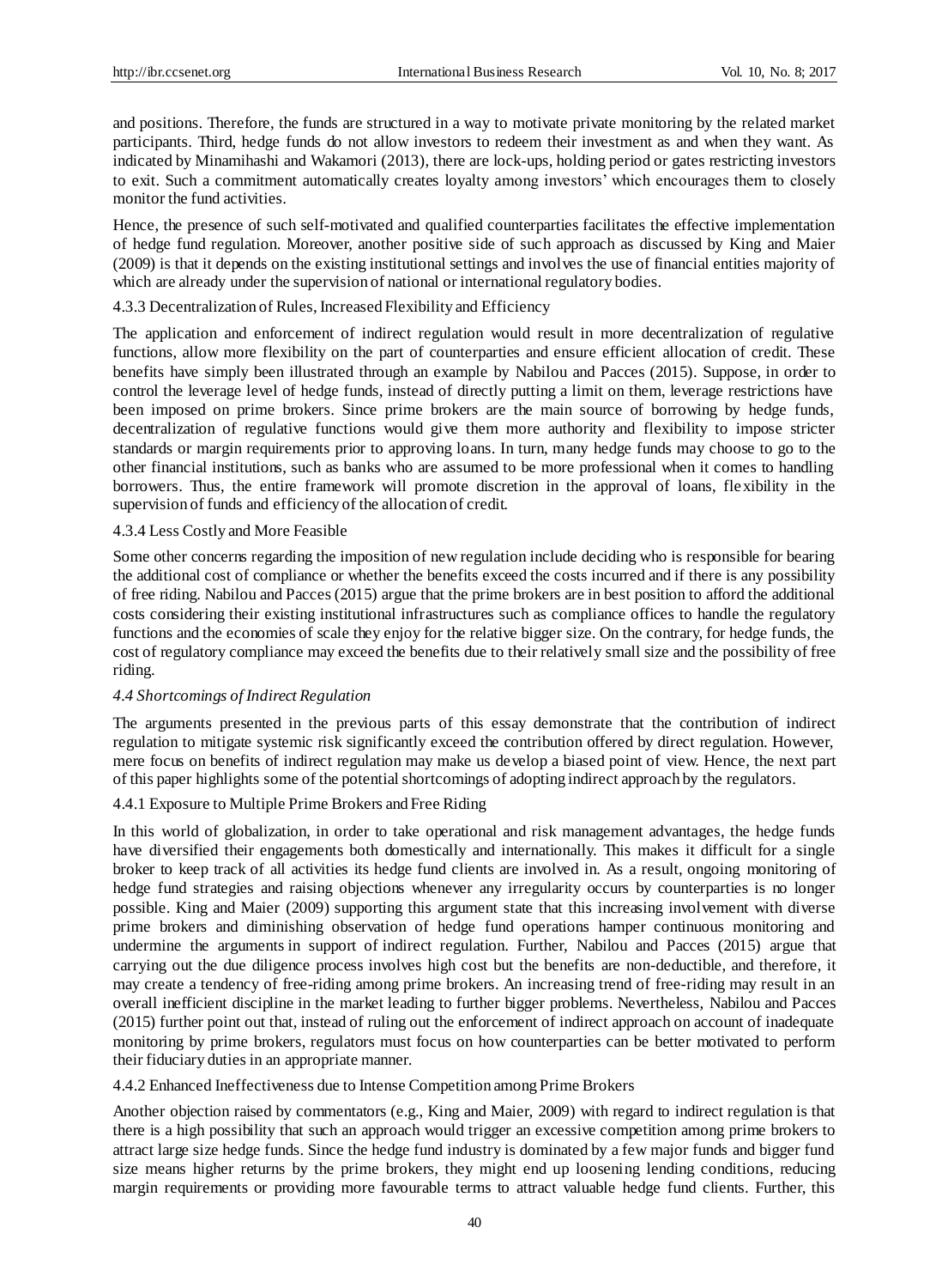and positions. Therefore, the funds are structured in a way to motivate private monitoring by the related market participants. Third, hedge funds do not allow investors to redeem their investment as and when they want. As indicated by Minamihashi and Wakamori (2013), there are lock-ups, holding period or gates restricting investors to exit. Such a commitment automatically creates loyalty among investors' which encourages them to closely monitor the fund activities.

Hence, the presence of such self-motivated and qualified counterparties facilitates the effective implementation of hedge fund regulation. Moreover, another positive side of such approach as discussed by King and Maier (2009) is that it depends on the existing institutional settings and involves the use of financial entities majority of which are already under the supervision of national or international regulatory bodies.

#### 4.3.3 Decentralization of Rules, Increased Flexibility and Efficiency

The application and enforcement of indirect regulation would result in more decentralization of regulative functions, allow more flexibility on the part of counterparties and ensure efficient allocation of credit. These benefits have simply been illustrated through an example by Nabilou and Pacces (2015). Suppose, in order to control the leverage level of hedge funds, instead of directly putting a limit on them, leverage restrictions have been imposed on prime brokers. Since prime brokers are the main source of borrowing by hedge funds, decentralization of regulative functions would give them more authority and flexibility to impose stricter standards or margin requirements prior to approving loans. In turn, many hedge funds may choose to go to the other financial institutions, such as banks who are assumed to be more professional when it comes to handling borrowers. Thus, the entire framework will promote discretion in the approval of loans, flexibility in the supervision of funds and efficiency of the allocation of credit.

#### 4.3.4 Less Costly and More Feasible

Some other concerns regarding the imposition of new regulation include deciding who is responsible for bearing the additional cost of compliance or whether the benefits exceed the costs incurred and if there is any possibility of free riding. Nabilou and Pacces (2015) argue that the prime brokers are in best position to afford the additional costs considering their existing institutional infrastructures such as compliance offices to handle the regulatory functions and the economies of scale they enjoy for the relative bigger size. On the contrary, for hedge funds, the cost of regulatory compliance may exceed the benefits due to their relatively small size and the possibility of free riding.

### *4.4 Shortcomings of Indirect Regulation*

The arguments presented in the previous parts of this essay demonstrate that the contribution of indirect regulation to mitigate systemic risk significantly exceed the contribution offered by direct regulation. However, mere focus on benefits of indirect regulation may make us develop a biased point of view. Hence, the next part of this paper highlights some of the potential shortcomings of adopting indirect approach by the regulators.

#### 4.4.1 Exposure to Multiple Prime Brokers and Free Riding

In this world of globalization, in order to take operational and risk management advantages, the hedge funds have diversified their engagements both domestically and internationally. This makes it difficult for a single broker to keep track of all activities its hedge fund clients are involved in. As a result, ongoing monitoring of hedge fund strategies and raising objections whenever any irregularity occurs by counterparties is no longer possible. King and Maier (2009) supporting this argument state that this increasing involvement with diverse prime brokers and diminishing observation of hedge fund operations hamper continuous monitoring and undermine the arguments in support of indirect regulation. Further, Nabilou and Pacces (2015) argue that carrying out the due diligence process involves high cost but the benefits are non-deductible, and therefore, it may create a tendency of free-riding among prime brokers. An increasing trend of free-riding may result in an overall inefficient discipline in the market leading to further bigger problems. Nevertheless, Nabilou and Pacces (2015) further point out that, instead of ruling out the enforcement of indirect approach on account of inadequate monitoring by prime brokers, regulators must focus on how counterparties can be better motivated to perform their fiduciary duties in an appropriate manner.

#### 4.4.2 Enhanced Ineffectiveness due to Intense Competition among Prime Brokers

Another objection raised by commentators (e.g., King and Maier, 2009) with regard to indirect regulation is that there is a high possibility that such an approach would trigger an excessive competition among prime brokers to attract large size hedge funds. Since the hedge fund industry is dominated by a few major funds and bigger fund size means higher returns by the prime brokers, they might end up loosening lending conditions, reducing margin requirements or providing more favourable terms to attract valuable hedge fund clients. Further, this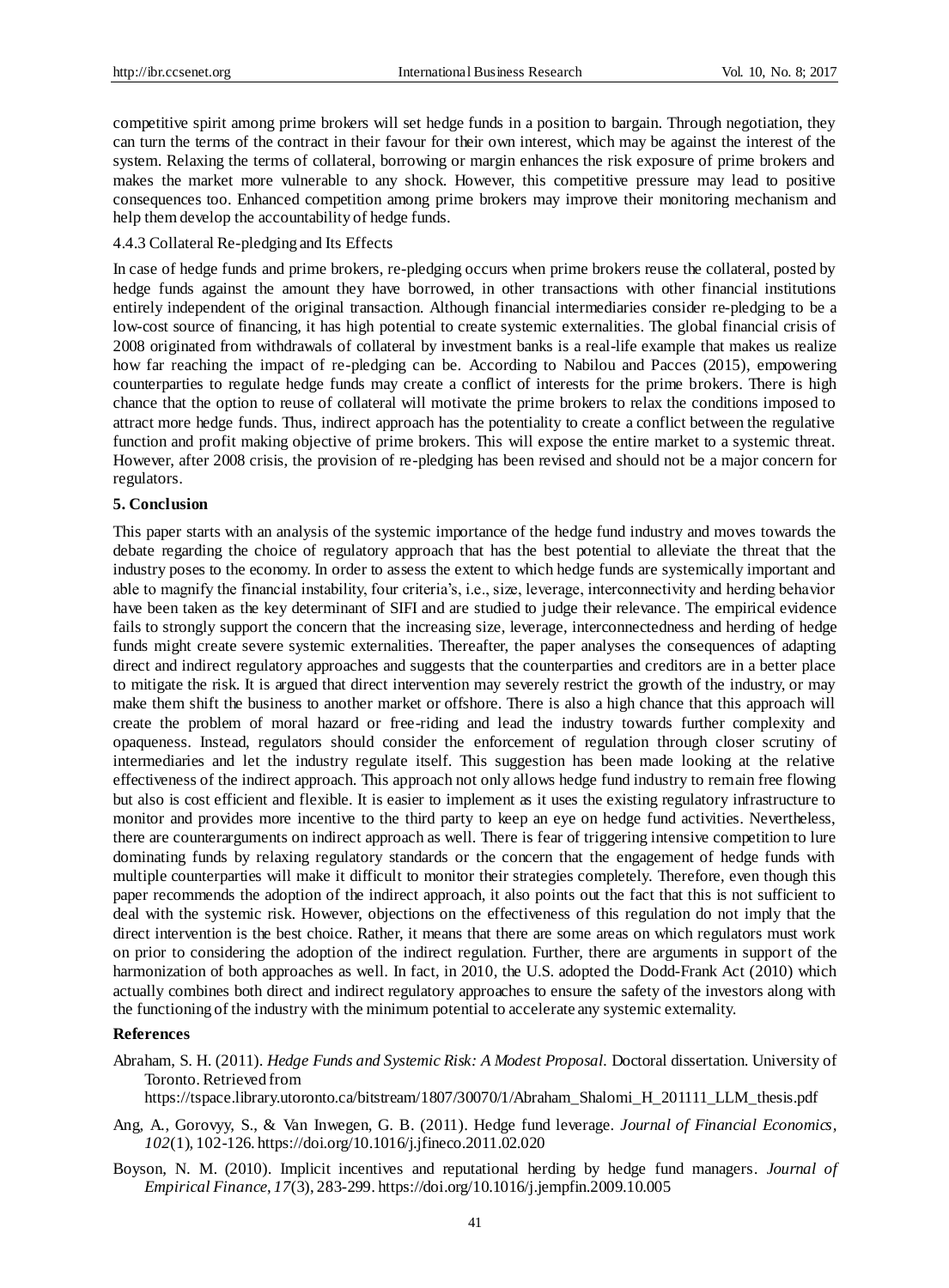competitive spirit among prime brokers will set hedge funds in a position to bargain. Through negotiation, they can turn the terms of the contract in their favour for their own interest, which may be against the interest of the system. Relaxing the terms of collateral, borrowing or margin enhances the risk exposure of prime brokers and makes the market more vulnerable to any shock. However, this competitive pressure may lead to positive consequences too. Enhanced competition among prime brokers may improve their monitoring mechanism and help them develop the accountability of hedge funds.

#### 4.4.3 Collateral Re-pledging and Its Effects

In case of hedge funds and prime brokers, re-pledging occurs when prime brokers reuse the collateral, posted by hedge funds against the amount they have borrowed, in other transactions with other financial institutions entirely independent of the original transaction. Although financial intermediaries consider re-pledging to be a low-cost source of financing, it has high potential to create systemic externalities. The global financial crisis of 2008 originated from withdrawals of collateral by investment banks is a real-life example that makes us realize how far reaching the impact of re-pledging can be. According to Nabilou and Pacces (2015), empowering counterparties to regulate hedge funds may create a conflict of interests for the prime brokers. There is high chance that the option to reuse of collateral will motivate the prime brokers to relax the conditions imposed to attract more hedge funds. Thus, indirect approach has the potentiality to create a conflict between the regulative function and profit making objective of prime brokers. This will expose the entire market to a systemic threat. However, after 2008 crisis, the provision of re-pledging has been revised and should not be a major concern for regulators.

## 5. Conclusion

This paper starts with an analysis of the systemic importance of the hedge fund industry and moves towards the debate regarding the choice of regulatory approach that has the best potential to alleviate the threat that the industry poses to the economy. In order to assess the extent to which hedge funds are systemically important and able to magnify the financial instability, four criteria's, i.e., size, leverage, interconnectivity and herding behavior have been taken as the key determinant of SIFI and are studied to judge their relevance. The empirical evidence fails to strongly support the concern that the increasing size, leverage, interconnectedness and herding of hedge funds might create severe systemic externalities. Thereafter, the paper analyses the consequences of adapting direct and indirect regulatory approaches and suggests that the counterparties and creditors are in a better place to mitigate the risk. It is argued that direct intervention may severely restrict the growth of the industry, or may make them shift the business to another market or offshore. There is also a high chance that this approach will create the problem of moral hazard or free-riding and lead the industry towards further complexity and opaqueness. Instead, regulators should consider the enforcement of regulation through closer scrutiny of intermediaries and let the industry regulate itself. This suggestion has been made looking at the relative effectiveness of the indirect approach. This approach not only allows hedge fund industry to remain free flowing but also is cost efficient and flexible. It is easier to implement as it uses the existing regulatory infrastructure to monitor and provides more incentive to the third party to keep an eye on hedge fund activities. Nevertheless, there are counterarguments on indirect approach as well. There is fear of triggering intensive competition to lure dominating funds by relaxing regulatory standards or the concern that the engagement of hedge funds with multiple counterparties will make it difficult to monitor their strategies completely. Therefore, even though this paper recommends the adoption of the indirect approach, it also points out the fact that this is not sufficient to deal with the systemic risk. However, objections on the effectiveness of this regulation do not imply that the direct intervention is the best choice. Rather, it means that there are some areas on which regulators must work on prior to considering the adoption of the indirect regulation. Further, there are arguments in support of the harmonization of both approaches as well. In fact, in 2010, the U.S. adopted the Dodd-Frank Act (2010) which actually combines both direct and indirect regulatory approaches to ensure the safety of the investors along with the functioning of the industry with the minimum potential to accelerate any systemic externality.

## References

Abraham, S. H. (2011). *Hedge Funds and Systemic Risk: A Modest Proposal.* Doctoral dissertation. University of Toronto. Retrieved from https://tspace.library.utoronto.ca/bitstream/1807/30070/1/Abraham_Shalomi_H_201111_LLM_thesis.pdf

Ang, A., Gorovyy, S., & Van Inwegen, G. B. (2011). Hedge fund leverage. *Journal of Financial Economics, 102*(1), 102-126. https://doi.org/10.1016/j.jfineco.2011.02.020

Boyson, N. M. (2010). Implicit incentives and reputational herding by hedge fund managers. *Journal of Empirical Finance, 17*(3), 283-299. https://doi.org/10.1016/j.jempfin.2009.10.005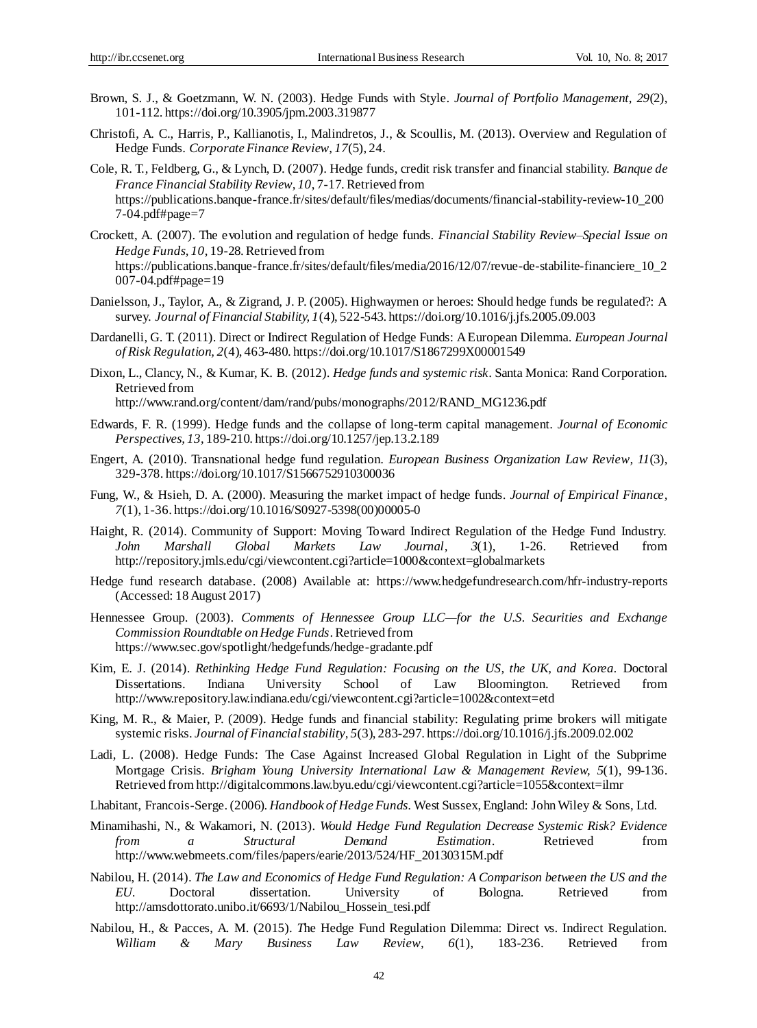Brown, S. J., & Goetzmann, W. N. (2003). Hedge Funds with Style. *Journal of Portfolio Management, 29*(2), 101-112. https://doi.org/10.3905/jpm.2003.319877

Christofi, A. C., Harris, P., Kallianotis, I., Malindretos, J., & Scoullis, M. (2013). Overview and Regulation of Hedge Funds. *Corporate Finance Review, 17*(5), 24.

Cole, R. T., Feldberg, G., & Lynch, D. (2007). Hedge funds, credit risk transfer and financial stability. *Banque de France Financial Stability Review, 10*, 7-17. Retrieved from https://publications.banque-france.fr/sites/default/files/medias/documents/financial-stability-review-10_2007-04.pdf#page=7

Crockett, A. (2007). The evolution and regulation of hedge funds. *Financial Stability Review–Special Issue on Hedge Funds, 10*, 19-28. Retrieved from https://publications.banque-france.fr/sites/default/files/media/2016/12/07/revue-de-stabilite-financiere_10_2007-04.pdf#page=19

Danielsson, J., Taylor, A., & Zigrand, J. P. (2005). Highwaymen or heroes: Should hedge funds be regulated?: A survey. *Journal of Financial Stability, 1*(4), 522-543. https://doi.org/10.1016/j.jfs.2005.09.003

Dardanelli, G. T. (2011). Direct or Indirect Regulation of Hedge Funds: A European Dilemma. *European Journal of Risk Regulation, 2*(4), 463-480. https://doi.org/10.1017/S1867299X00001549

Dixon, L., Clancy, N., & Kumar, K. B. (2012). *Hedge funds and systemic risk*. Santa Monica: Rand Corporation. Retrieved from http://www.rand.org/content/dam/rand/pubs/monographs/2012/RAND_MG1236.pdf

Edwards, F. R. (1999). Hedge funds and the collapse of long-term capital management. *Journal of Economic Perspectives, 13*, 189-210. https://doi.org/10.1257/jep.13.2.189

Engert, A. (2010). Transnational hedge fund regulation. *European Business Organization Law Review, 11*(3), 329-378. https://doi.org/10.1017/S1566752910300036

Fung, W., & Hsieh, D. A. (2000). Measuring the market impact of hedge funds. *Journal of Empirical Finance, 7*(1), 1-36. https://doi.org/10.1016/S0927-5398(00)00005-0

Haight, R. (2014). Community of Support: Moving Toward Indirect Regulation of the Hedge Fund Industry. *John Marshall Global Markets Law Journal, 3*(1), 1-26. Retrieved from http://repository.jmls.edu/cgi/viewcontent.cgi?article=1000&context=globalmarkets

Hedge fund research database. (2008) Available at: https://www.hedgefundresearch.com/hfr-industry-reports (Accessed: 18 August 2017)

Hennessee Group. (2003). *Comments of Hennessee Group LLC—for the U.S. Securities and Exchange Commission Roundtable on Hedge Funds*. Retrieved from https://www.sec.gov/spotlight/hedgefunds/hedge-gradante.pdf

Kim, E. J. (2014). *Rethinking Hedge Fund Regulation: Focusing on the US, the UK, and Korea*. Doctoral Dissertations. Indiana University School of Law Bloomington. Retrieved from http://www.repository.law.indiana.edu/cgi/viewcontent.cgi?article=1002&context=etd

King, M. R., & Maier, P. (2009). Hedge funds and financial stability: Regulating prime brokers will mitigate systemic risks. *Journal of Financial stability, 5*(3), 283-297. https://doi.org/10.1016/j.jfs.2009.02.002

Ladi, L. (2008). Hedge Funds: The Case Against Increased Global Regulation in Light of the Subprime Mortgage Crisis. *Brigham Young University International Law & Management Review, 5*(1), 99-136. Retrieved from http://digitalcommons.law.byu.edu/cgi/viewcontent.cgi?article=1055&context=ilmr

Lhabitant, Francois-Serge. (2006). *Handbook of Hedge Funds*. West Sussex, England: John Wiley & Sons, Ltd.

Minamihashi, N., & Wakamori, N. (2013). *Would Hedge Fund Regulation Decrease Systemic Risk? Evidence from a Structural Demand Estimation*. Retrieved from http://www.webmeets.com/files/papers/earie/2013/524/HF_20130315M.pdf

Nabilou, H. (2014). *The Law and Economics of Hedge Fund Regulation: A Comparison between the US and the EU*. Doctoral dissertation. University of Bologna. Retrieved from http://amsdottorato.unibo.it/6693/1/Nabilou_Hossein_tesi.pdf

Nabilou, H., & Pacces, A. M. (2015). *T*he Hedge Fund Regulation Dilemma: Direct vs. Indirect Regulation. *William & Mary Business Law Review, 6*(1), 183-236. Retrieved from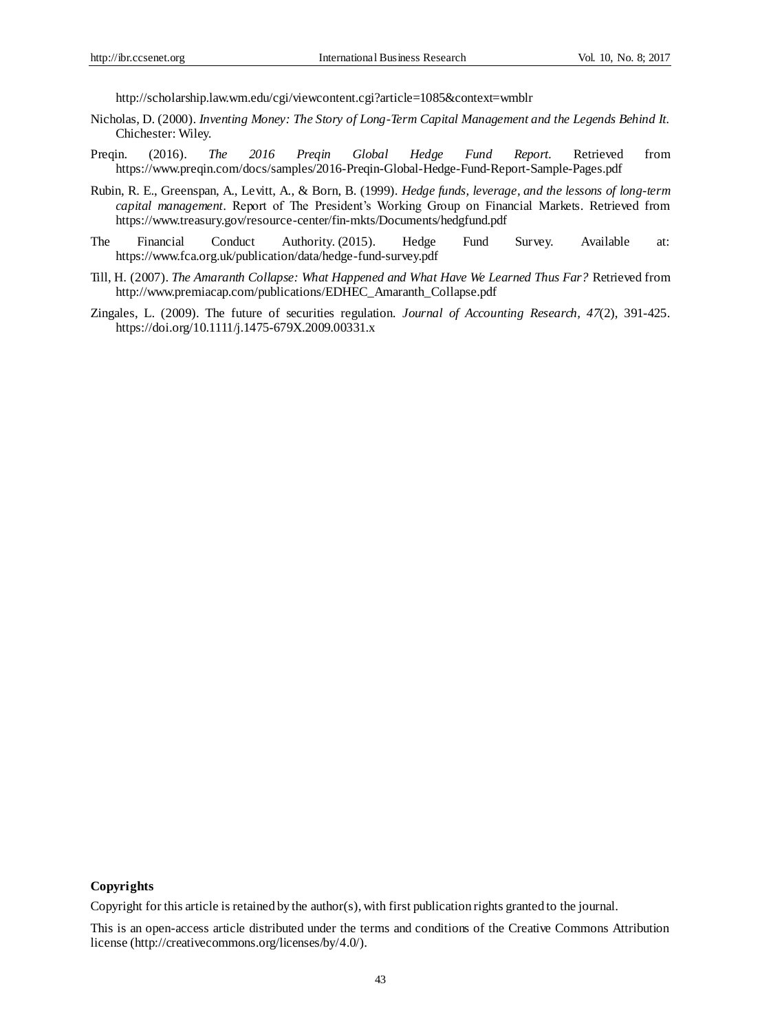http://scholarship.law.wm.edu/cgi/viewcontent.cgi?article=1085&context=wmblr

Nicholas, D. (2000). *Inventing Money: The Story of Long-Term Capital Management and the Legends Behind It.* Chichester: Wiley.

Preqin. (2016). *The 2016 Preqin Global Hedge Fund Report.* Retrieved from https://www.preqin.com/docs/samples/2016-Preqin-Global-Hedge-Fund-Report-Sample-Pages.pdf

Rubin, R. E., Greenspan, A., Levitt, A., & Born, B. (1999). *Hedge funds, leverage, and the lessons of long-term capital management*. Report of The President's Working Group on Financial Markets. Retrieved from https://www.treasury.gov/resource-center/fin-mkts/Documents/hedgfund.pdf

The Financial Conduct Authority. (2015). Hedge Fund Survey. Available at: https://www.fca.org.uk/publication/data/hedge-fund-survey.pdf

Till, H. (2007). *The Amaranth Collapse: What Happened and What Have We Learned Thus Far?* Retrieved from http://www.premiacap.com/publications/EDHEC_Amaranth_Collapse.pdf

Zingales, L. (2009). The future of securities regulation. *Journal of Accounting Research, 47*(2), 391-425. https://doi.org/10.1111/j.1475-679X.2009.00331.x

**Copyrights**

Copyright for this article is retained by the author(s), with first publication rights granted to the journal.

This is an open-access article distributed under the terms and conditions of the Creative Commons Attribution license (http://creativecommons.org/licenses/by/4.0/).